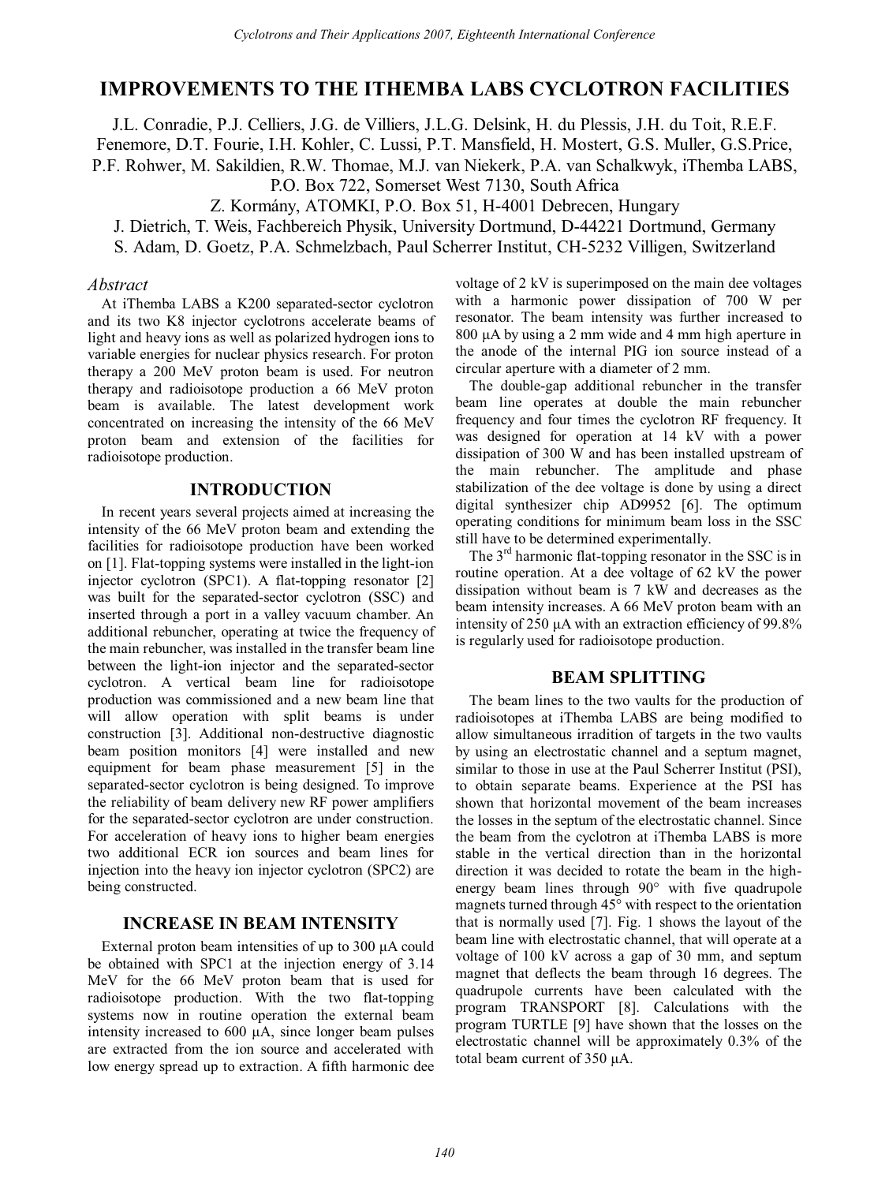# IMPROVEMENTS TO THE ITHEMBA LABS CYCLOTRON FACILITIES

J.L. Conradie, P.J. Celliers, J.G. de Villiers, J.L.G. Delsink, H. du Plessis, J.H. du Toit, R.E.F. Fenemore, D.T. Fourie, I.H. Kohler, C. Lussi, P.T. Mansfield, H. Mostert, G.S. Muller, G.S.Price, P.F. Rohwer, M. Sakildien, R.W. Thomae, M.J. van Niekerk, P.A. van Schalkwyk, iThemba LABS, P.O. Box 722, Somerset West 7130, South Africa

Z. Kormány, ATOMKI, P.O. Box 51, H-4001 Debrecen, Hungary

J. Dietrich, T. Weis, Fachbereich Physik, University Dortmund, D-44221 Dortmund, Germany

S. Adam, D. Goetz, P.A. Schmelzbach, Paul Scherrer Institut, CH-5232 Villigen, Switzerland

## *Abstract*

At iThemba LABS a K200 separated-sector cyclotron and its two K8 injector cyclotrons accelerate beams of light and heavy ions as well as polarized hydrogen ions to variable energies for nuclear physics research. For proton therapy a 200 MeV proton beam is used. For neutron therapy and radioisotope production a 66 MeV proton beam is available. The latest development work concentrated on increasing the intensity of the 66 MeV proton beam and extension of the facilities for radioisotope production.

## INTRODUCTION

In recent years several projects aimed at increasing the intensity of the 66 MeV proton beam and extending the facilities for radioisotope production have been worked on [1]. Flat-topping systems were installed in the light-ion injector cyclotron (SPC1). A flat-topping resonator [2] was built for the separated-sector cyclotron (SSC) and inserted through a port in a valley vacuum chamber. An additional rebuncher, operating at twice the frequency of the main rebuncher, was installed in the transfer beam line between the light-ion injector and the separated-sector cyclotron. A vertical beam line for radioisotope production was commissioned and a new beam line that will allow operation with split beams is under construction [3]. Additional non-destructive diagnostic beam position monitors [4] were installed and new equipment for beam phase measurement [5] in the separated-sector cyclotron is being designed. To improve the reliability of beam delivery new RF power amplifiers for the separated-sector cyclotron are under construction. For acceleration of heavy ions to higher beam energies two additional ECR ion sources and beam lines for injection into the heavy ion injector cyclotron (SPC2) are being constructed.

## INCREASE IN BEAM INTENSITY

External proton beam intensities of up to 300 μA could be obtained with SPC1 at the injection energy of 3.14 MeV for the 66 MeV proton beam that is used for radioisotope production. With the two flat-topping systems now in routine operation the external beam intensity increased to 600 μA, since longer beam pulses are extracted from the ion source and accelerated with low energy spread up to extraction. A fifth harmonic dee voltage of 2 kV is superimposed on the main dee voltages with a harmonic power dissipation of 700 W per resonator. The beam intensity was further increased to 800 μA by using a 2 mm wide and 4 mm high aperture in the anode of the internal PIG ion source instead of a circular aperture with a diameter of 2 mm.

The double-gap additional rebuncher in the transfer beam line operates at double the main rebuncher frequency and four times the cyclotron RF frequency. It was designed for operation at 14 kV with a power dissipation of 300 W and has been installed upstream of the main rebuncher. The amplitude and phase stabilization of the dee voltage is done by using a direct digital synthesizer chip AD9952 [6]. The optimum operating conditions for minimum beam loss in the SSC still have to be determined experimentally.

The 3rd harmonic flat-topping resonator in the SSC is in routine operation. At a dee voltage of 62 kV the power dissipation without beam is 7 kW and decreases as the beam intensity increases. A 66 MeV proton beam with an intensity of 250 μA with an extraction efficiency of 99.8% is regularly used for radioisotope production.

## BEAM SPLITTING

The beam lines to the two vaults for the production of radioisotopes at iThemba LABS are being modified to allow simultaneous irradiation of targets in the two vaults by using an electrostatic channel and a septum magnet, similar to those in use at the Paul Scherrer Institut (PSI), to obtain separate beams. Experience at the PSI has shown that horizontal movement of the beam increases the losses in the septum of the electrostatic channel. Since the beam from the cyclotron at iThemba LABS is more stable in the vertical direction than in the horizontal direction it was decided to rotate the beam in the high-energy beam lines through 90° with five quadrupole magnets turned through 45° with respect to the orientation that is normally used [7]. Fig. 1 shows the layout of the beam line with electrostatic channel, that will operate at a voltage of 100 kV across a gap of 30 mm, and septum magnet that deflects the beam through 16 degrees. The quadrupole currents have been calculated with the program TRANSPORT [8]. Calculations with the program TURTLE [9] have shown that the losses on the electrostatic channel will be approximately 0.3% of the total beam current of 350 μA.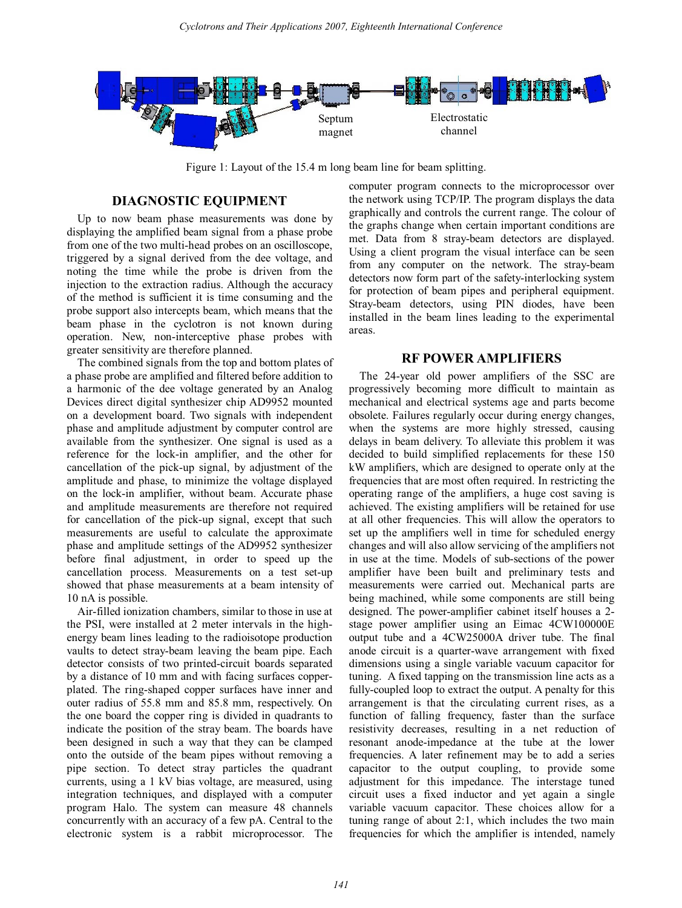Septum magnet

Electrostatic channel

Figure 1: Layout of the 15.4 m long beam line for beam splitting.

## DIAGNOSTIC EQUIPMENT

Up to now beam phase measurements was done by displaying the amplified beam signal from a phase probe from one of the two multi-head probes on an oscilloscope, triggered by a signal derived from the dee voltage, and noting the time while the probe is driven from the injection to the extraction radius. Although the accuracy of the method is sufficient it is time consuming and the probe support also intercepts beam, which means that the beam phase in the cyclotron is not known during operation. New, non-interceptive phase probes with greater sensitivity are therefore planned.

The combined signals from the top and bottom plates of a phase probe are amplified and filtered before addition to a harmonic of the dee voltage generated by an Analog Devices direct digital synthesizer chip AD9952 mounted on a development board. Two signals with independent phase and amplitude adjustment by computer control are available from the synthesizer. One signal is used as a reference for the lock-in amplifier, and the other for cancellation of the pick-up signal, by adjustment of the amplitude and phase, to minimize the voltage displayed on the lock-in amplifier, without beam. Accurate phase and amplitude measurements are therefore not required for cancellation of the pick-up signal, except that such measurements are useful to calculate the approximate phase and amplitude settings of the AD9952 synthesizer before final adjustment, in order to speed up the cancellation process. Measurements on a test set-up showed that phase measurements at a beam intensity of 10 nA is possible.

Air-filled ionization chambers, similar to those in use at the PSI, were installed at 2 meter intervals in the high-energy beam lines leading to the radioisotope production vaults to detect stray-beam leaving the beam pipe. Each detector consists of two printed-circuit boards separated by a distance of 10 mm and with facing surfaces copper-plated. The ring-shaped copper surfaces have inner and outer radius of 55.8 mm and 85.8 mm, respectively. On the one board the copper ring is divided in quadrants to indicate the position of the stray beam. The boards have been designed in such a way that they can be clamped onto the outside of the beam pipes without removing a pipe section. To detect stray particles the quadrant currents, using a 1 kV bias voltage, are measured, using integration techniques, and displayed with a computer program Halo. The system can measure 48 channels concurrently with an accuracy of a few pA. Central to the electronic system is a rabbit microprocessor. The computer program connects to the microprocessor over the network using TCP/IP. The program displays the data graphically and controls the current range. The colour of the graphs change when certain important conditions are met. Data from 8 stray-beam detectors are displayed. Using a client program the visual interface can be seen from any computer on the network. The stray-beam detectors now form part of the safety-interlocking system for protection of beam pipes and peripheral equipment. Stray-beam detectors, using PIN diodes, have been installed in the beam lines leading to the experimental areas.

## RF POWER AMPLIFIERS

The 24-year old power amplifiers of the SSC are progressively becoming more difficult to maintain as mechanical and electrical systems age and parts become obsolete. Failures regularly occur during energy changes, when the systems are more highly stressed, causing delays in beam delivery. To alleviate this problem it was decided to build simplified replacements for these 150 kW amplifiers, which are designed to operate only at the frequencies that are most often required. In restricting the operating range of the amplifiers, a huge cost saving is achieved. The existing amplifiers will be retained for use at all other frequencies. This will allow the operators to set up the amplifiers well in time for scheduled energy changes and will also allow servicing of the amplifiers not in use at the time. Models of sub-sections of the power amplifier have been built and preliminary tests and measurements were carried out. Mechanical parts are being machined, while some components are still being designed. The power-amplifier cabinet itself houses a 2-stage power amplifier using an Eimac 4CW100000E output tube and a 4CW25000A driver tube. The final anode circuit is a quarter-wave arrangement with fixed dimensions using a single variable vacuum capacitor for tuning. A fixed tapping on the transmission line acts as a fully-coupled loop to extract the output. A penalty for this arrangement is that the circulating current rises, as a function of falling frequency, faster than the surface resistivity decreases, resulting in a net reduction of resonant anode-impedance at the tube at the lower frequencies. A later refinement may be to add a series capacitor to the output coupling, to provide some adjustment for this impedance. The interstage tuned circuit uses a fixed inductor and yet again a single variable vacuum capacitor. These choices allow for a tuning range of about 2:1, which includes the two main frequencies for which the amplifier is intended, namely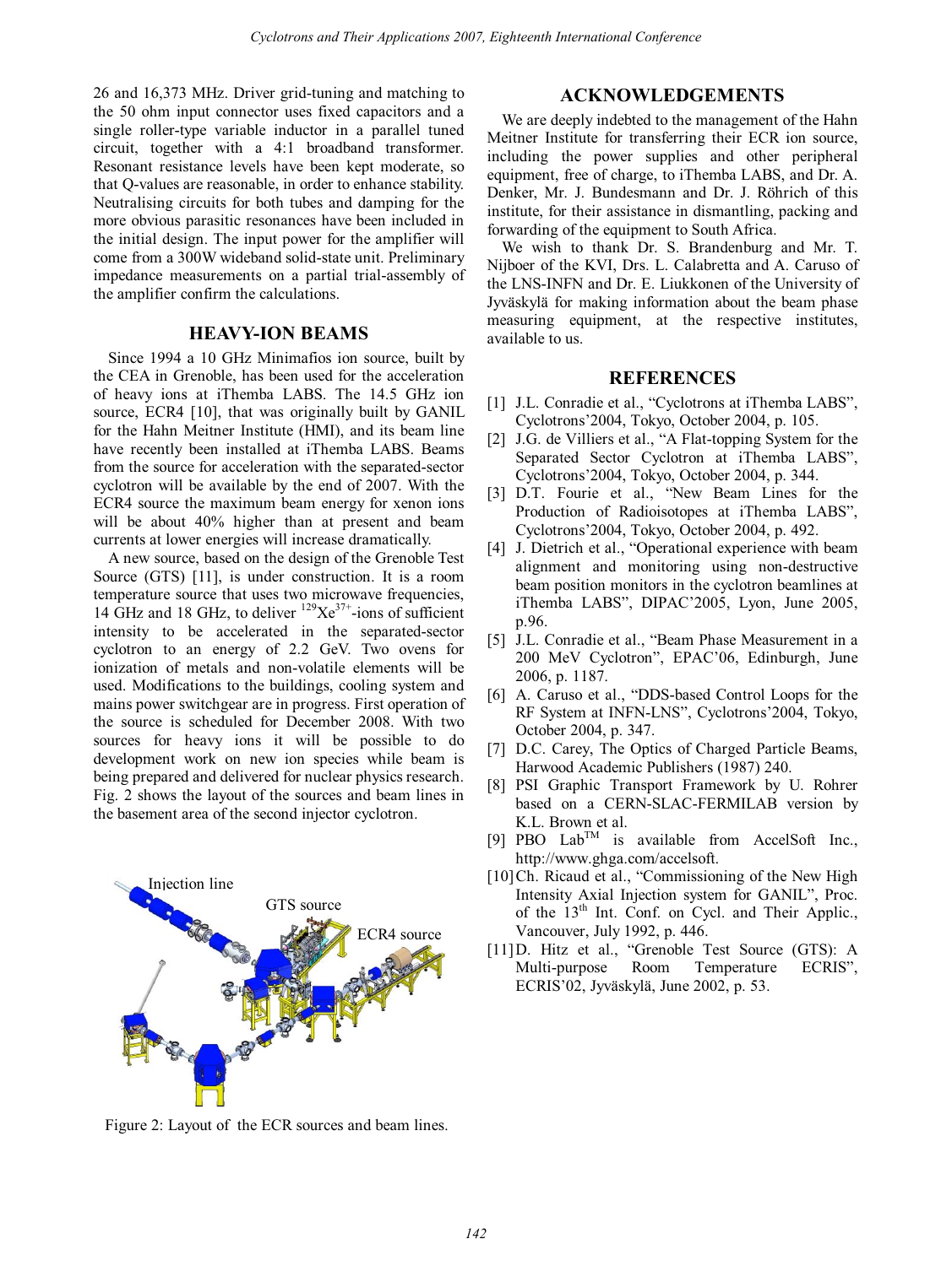26 and 16,373 MHz. Driver grid-tuning and matching to the 50 ohm input connector uses fixed capacitors and a single roller-type variable inductor in a parallel tuned circuit, together with a 4:1 broadband transformer. Resonant resistance levels have been kept moderate, so that Q-values are reasonable, in order to enhance stability. Neutralising circuits for both tubes and damping for the more obvious parasitic resonances have been included in the initial design. The input power for the amplifier will come from a 300W wideband solid-state unit. Preliminary impedance measurements on a partial trial-assembly of the amplifier confirm the calculations.

## HEAVY-ION BEAMS

Since 1994 a 10 GHz Minimafios ion source, built by the CEA in Grenoble, has been used for the acceleration of heavy ions at iThemba LABS. The 14.5 GHz ion source, ECR4 [10], that was originally built by GANIL for the Hahn Meitner Institute (HMI), and its beam line have recently been installed at iThemba LABS. Beams from the source for acceleration with the separated-sector cyclotron will be available by the end of 2007. With the ECR4 source the maximum beam energy for xenon ions will be about 40% higher than at present and beam currents at lower energies will increase dramatically.

A new source, based on the design of the Grenoble Test Source (GTS) [11], is under construction. It is a room temperature source that uses two microwave frequencies, 14 GHz and 18 GHz, to deliver $^{129}Xe^{37+}$-ions of sufficient intensity to be accelerated in the separated-sector cyclotron to an energy of 2.2 GeV. Two ovens for ionization of metals and non-volatile elements will be used. Modifications to the buildings, cooling system and mains power switchgear are in progress. First operation of the source is scheduled for December 2008. With two sources for heavy ions it will be possible to do development work on new ion species while beam is being prepared and delivered for nuclear physics research. Fig. 2 shows the layout of the sources and beam lines in the basement area of the second injector cyclotron.

Injection line

GTS source

ECR4 source

Figure 2: Layout of the ECR sources and beam lines.

## ACKNOWLEDGEMENTS

We are deeply indebted to the management of the Hahn Meitner Institute for transferring their ECR ion source, including the power supplies and other peripheral equipment, free of charge, to iThemba LABS, and Dr. A. Denker, Mr. J. Bundesmann and Dr. J. Röhrich of this institute, for their assistance in dismantling, packing and forwarding of the equipment to South Africa.

We wish to thank Dr. S. Brandenburg and Mr. T. Nijboer of the KVI, Drs. L. Calabretta and A. Caruso of the LNS-INFN and Dr. E. Liukkonen of the University of Jyväskylä for making information about the beam phase measuring equipment, at the respective institutes, available to us.

## REFERENCES

[1] J.L. Conradie et al., "Cyclotrons at iThemba LABS", Cyclotrons'2004, Tokyo, October 2004, p. 105.

[2] J.G. de Villiers et al., "A Flat-topping System for the Separated Sector Cyclotron at iThemba LABS", Cyclotrons'2004, Tokyo, October 2004, p. 344.

[3] D.T. Fourie et al., "New Beam Lines for the Production of Radioisotopes at iThemba LABS", Cyclotrons'2004, Tokyo, October 2004, p. 492.

[4] J. Dietrich et al., "Operational experience with beam alignment and monitoring using non-destructive beam position monitors in the cyclotron beamlines at iThemba LABS", DIPAC'2005, Lyon, June 2005, p.96.

[5] J.L. Conradie et al., "Beam Phase Measurement in a 200 MeV Cyclotron", EPAC'06, Edinburgh, June 2006, p. 1187.

[6] A. Caruso et al., "DDS-based Control Loops for the RF System at INFN-LNS", Cyclotrons'2004, Tokyo, October 2004, p. 347.

[7] D.C. Carey, The Optics of Charged Particle Beams, Harwood Academic Publishers (1987) 240.

[8] PSI Graphic Transport Framework by U. Rohrer based on a CERN-SLAC-FERMILAB version by K.L. Brown et al.

[9] PBO Lab™ is available from AccelSoft Inc., http://www.ghga.com/accelsoft.

[10] Ch. Ricaud et al., "Commissioning of the New High Intensity Axial Injection system for GANIL", Proc. of the 13th Int. Conf. on Cycl. and Their Applic., Vancouver, July 1992, p. 446.

[11] D. Hitz et al., "Grenoble Test Source (GTS): A Multi-purpose Room Temperature ECRIS", ECRIS'02, Jyväskylä, June 2002, p. 53.